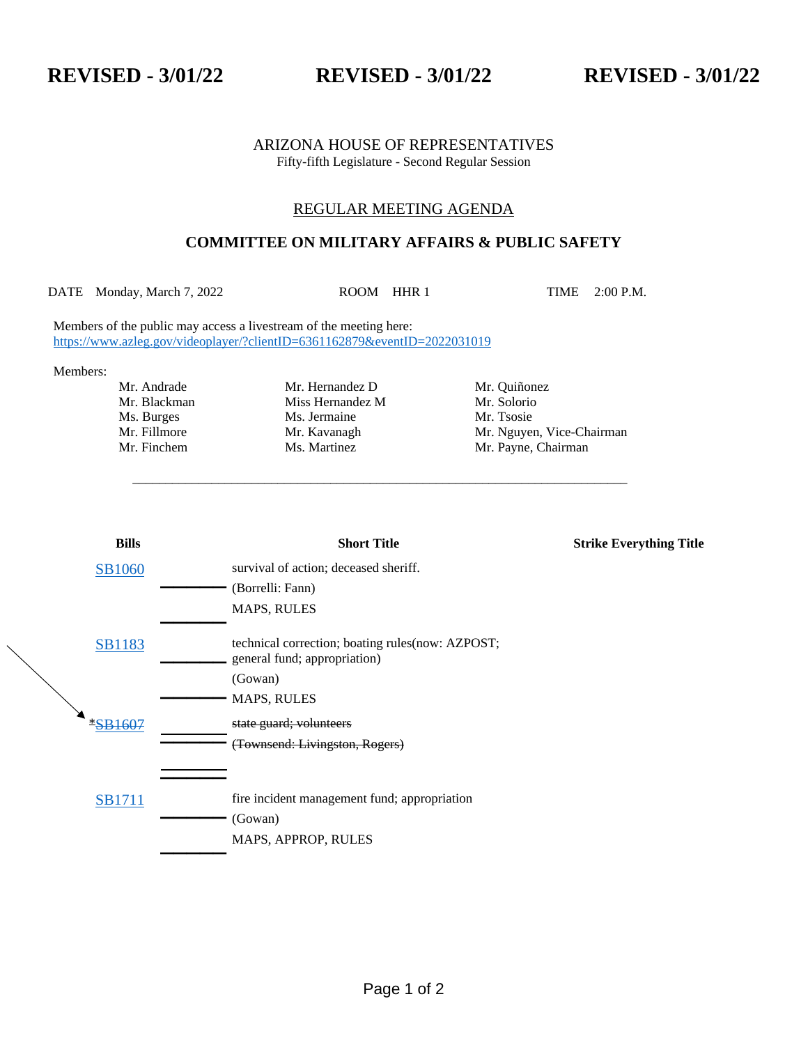**REVISED - 3/01/22 REVISED - 3/01/22 REVISED - 3/01/22**

ARIZONA HOUSE OF REPRESENTATIVES
Fifty-fifth Legislature - Second Regular Session

REGULAR MEETING AGENDA

## COMMITTEE ON MILITARY AFFAIRS & PUBLIC SAFETY

DATE Monday, March 7, 2022 ROOM HHR 1 TIME 2:00 P.M.

Members of the public may access a livestream of the meeting here:
https://www.azleg.gov/videoplayer/?clientID=6361162879&eventID=2022031019

Members:

| | | |
|---|---|---|
| Mr. Andrade | Mr. Hernandez D | Mr. Quiñonez |
| Mr. Blackman | Miss Hernandez M | Mr. Solorio |
| Ms. Burges | Ms. Jermaine | Mr. Tsosie |
| Mr. Fillmore | Mr. Kavanagh | Mr. Nguyen, Vice-Chairman |
| Mr. Finchem | Ms. Martinez | Mr. Payne, Chairman |

| Bills | Short Title | Strike Everything Title |
|---|---|---|
| SB1060 | survival of action; deceased sheriff.<br>(Borrelli: Fann)<br>MAPS, RULES | |
| SB1183 | technical correction; boating rules(now: AZPOST; general fund; appropriation)<br>(Gowan)<br>MAPS, RULES | |
| *~~SB1607~~ | ~~state guard; volunteers~~<br>~~(Townsend: Livingston, Rogers)~~ | |
| SB1711 | fire incident management fund; appropriation<br>(Gowan)<br>MAPS, APPROP, RULES | |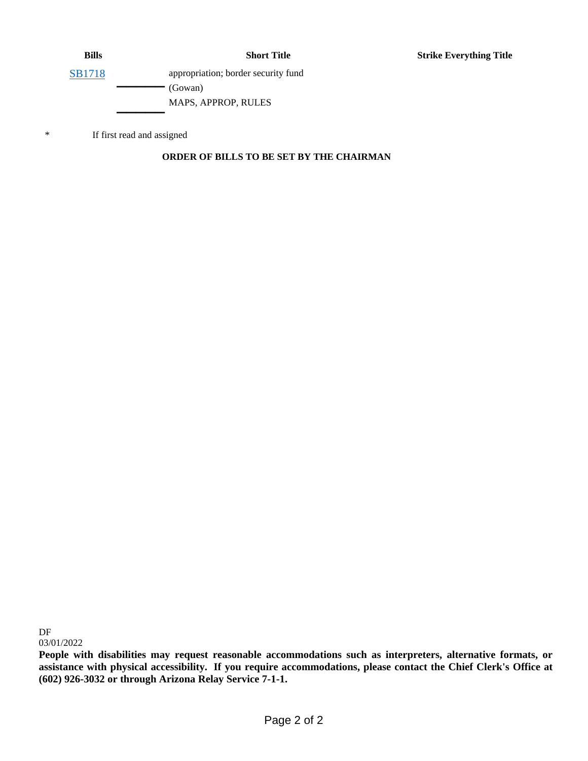| Bills | Short Title | Strike Everything Title |
| --- | --- | --- |
| SB1718 | appropriation; border security fund<br>(Gowan)<br>MAPS, APPROP, RULES | |

\* If first read and assigned

**ORDER OF BILLS TO BE SET BY THE CHAIRMAN**

DF
03/01/2022

**People with disabilities may request reasonable accommodations such as interpreters, alternative formats, or assistance with physical accessibility. If you require accommodations, please contact the Chief Clerk's Office at (602) 926-3032 or through Arizona Relay Service 7-1-1.**